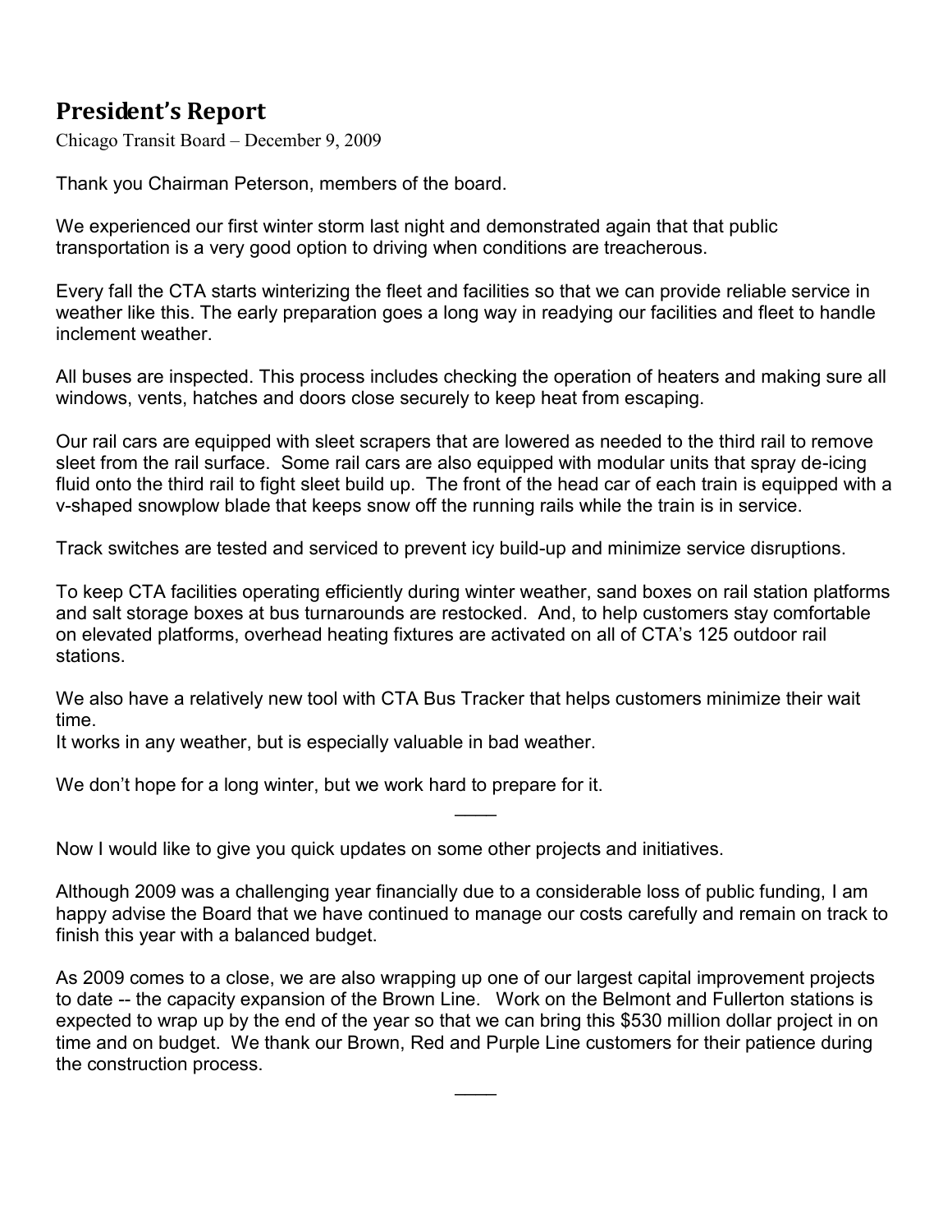# President's Report

Chicago Transit Board – December 9, 2009

Thank you Chairman Peterson, members of the board.

We experienced our first winter storm last night and demonstrated again that that public transportation is a very good option to driving when conditions are treacherous.

Every fall the CTA starts winterizing the fleet and facilities so that we can provide reliable service in weather like this. The early preparation goes a long way in readying our facilities and fleet to handle inclement weather.

All buses are inspected. This process includes checking the operation of heaters and making sure all windows, vents, hatches and doors close securely to keep heat from escaping.

Our rail cars are equipped with sleet scrapers that are lowered as needed to the third rail to remove sleet from the rail surface. Some rail cars are also equipped with modular units that spray de-icing fluid onto the third rail to fight sleet build up. The front of the head car of each train is equipped with a v-shaped snowplow blade that keeps snow off the running rails while the train is in service.

Track switches are tested and serviced to prevent icy build-up and minimize service disruptions.

To keep CTA facilities operating efficiently during winter weather, sand boxes on rail station platforms and salt storage boxes at bus turnarounds are restocked. And, to help customers stay comfortable on elevated platforms, overhead heating fixtures are activated on all of CTA's 125 outdoor rail stations.

We also have a relatively new tool with CTA Bus Tracker that helps customers minimize their wait time.
It works in any weather, but is especially valuable in bad weather.

We don't hope for a long winter, but we work hard to prepare for it.

\_\_\_\_

Now I would like to give you quick updates on some other projects and initiatives.

Although 2009 was a challenging year financially due to a considerable loss of public funding, I am happy advise the Board that we have continued to manage our costs carefully and remain on track to finish this year with a balanced budget.

As 2009 comes to a close, we are also wrapping up one of our largest capital improvement projects to date -- the capacity expansion of the Brown Line. Work on the Belmont and Fullerton stations is expected to wrap up by the end of the year so that we can bring this $530 million dollar project in on time and on budget. We thank our Brown, Red and Purple Line customers for their patience during the construction process.

\_\_\_\_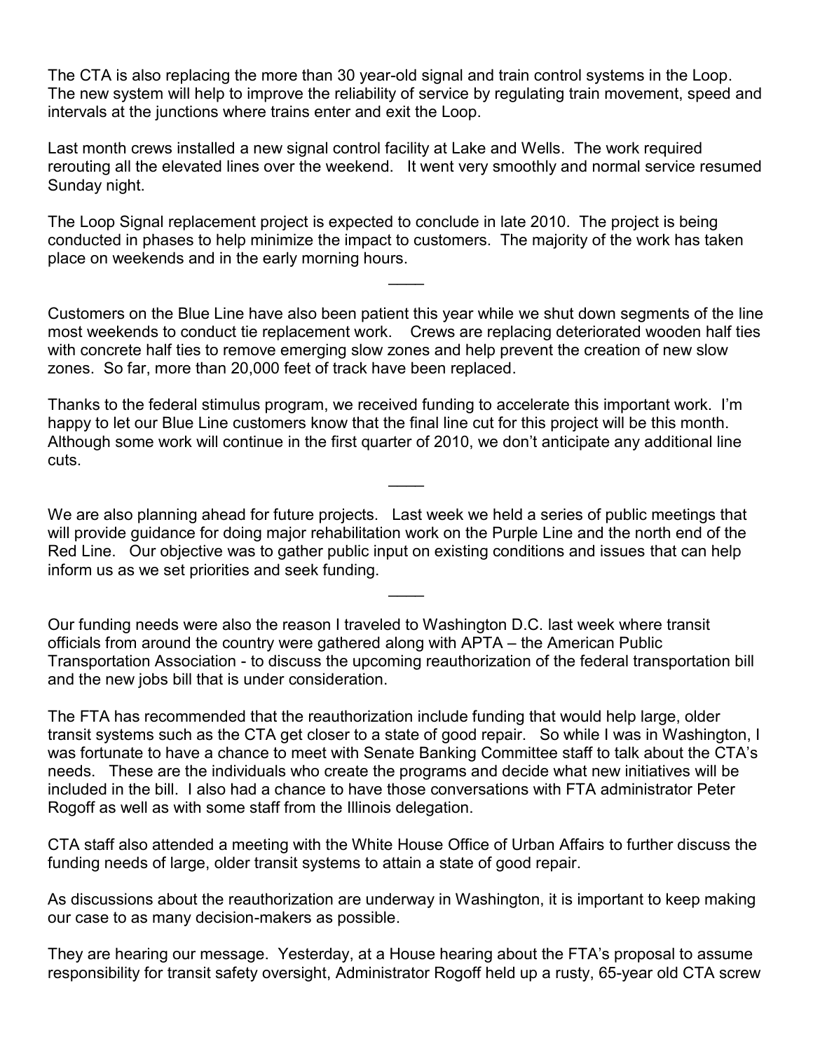The CTA is also replacing the more than 30 year-old signal and train control systems in the Loop. The new system will help to improve the reliability of service by regulating train movement, speed and intervals at the junctions where trains enter and exit the Loop.

Last month crews installed a new signal control facility at Lake and Wells. The work required rerouting all the elevated lines over the weekend. It went very smoothly and normal service resumed Sunday night.

The Loop Signal replacement project is expected to conclude in late 2010. The project is being conducted in phases to help minimize the impact to customers. The majority of the work has taken place on weekends and in the early morning hours.

____

Customers on the Blue Line have also been patient this year while we shut down segments of the line most weekends to conduct tie replacement work. Crews are replacing deteriorated wooden half ties with concrete half ties to remove emerging slow zones and help prevent the creation of new slow zones. So far, more than 20,000 feet of track have been replaced.

Thanks to the federal stimulus program, we received funding to accelerate this important work. I'm happy to let our Blue Line customers know that the final line cut for this project will be this month. Although some work will continue in the first quarter of 2010, we don't anticipate any additional line cuts.

____

We are also planning ahead for future projects. Last week we held a series of public meetings that will provide guidance for doing major rehabilitation work on the Purple Line and the north end of the Red Line. Our objective was to gather public input on existing conditions and issues that can help inform us as we set priorities and seek funding.

____

Our funding needs were also the reason I traveled to Washington D.C. last week where transit officials from around the country were gathered along with APTA – the American Public Transportation Association - to discuss the upcoming reauthorization of the federal transportation bill and the new jobs bill that is under consideration.

The FTA has recommended that the reauthorization include funding that would help large, older transit systems such as the CTA get closer to a state of good repair. So while I was in Washington, I was fortunate to have a chance to meet with Senate Banking Committee staff to talk about the CTA's needs. These are the individuals who create the programs and decide what new initiatives will be included in the bill. I also had a chance to have those conversations with FTA administrator Peter Rogoff as well as with some staff from the Illinois delegation.

CTA staff also attended a meeting with the White House Office of Urban Affairs to further discuss the funding needs of large, older transit systems to attain a state of good repair.

As discussions about the reauthorization are underway in Washington, it is important to keep making our case to as many decision-makers as possible.

They are hearing our message. Yesterday, at a House hearing about the FTA's proposal to assume responsibility for transit safety oversight, Administrator Rogoff held up a rusty, 65-year old CTA screw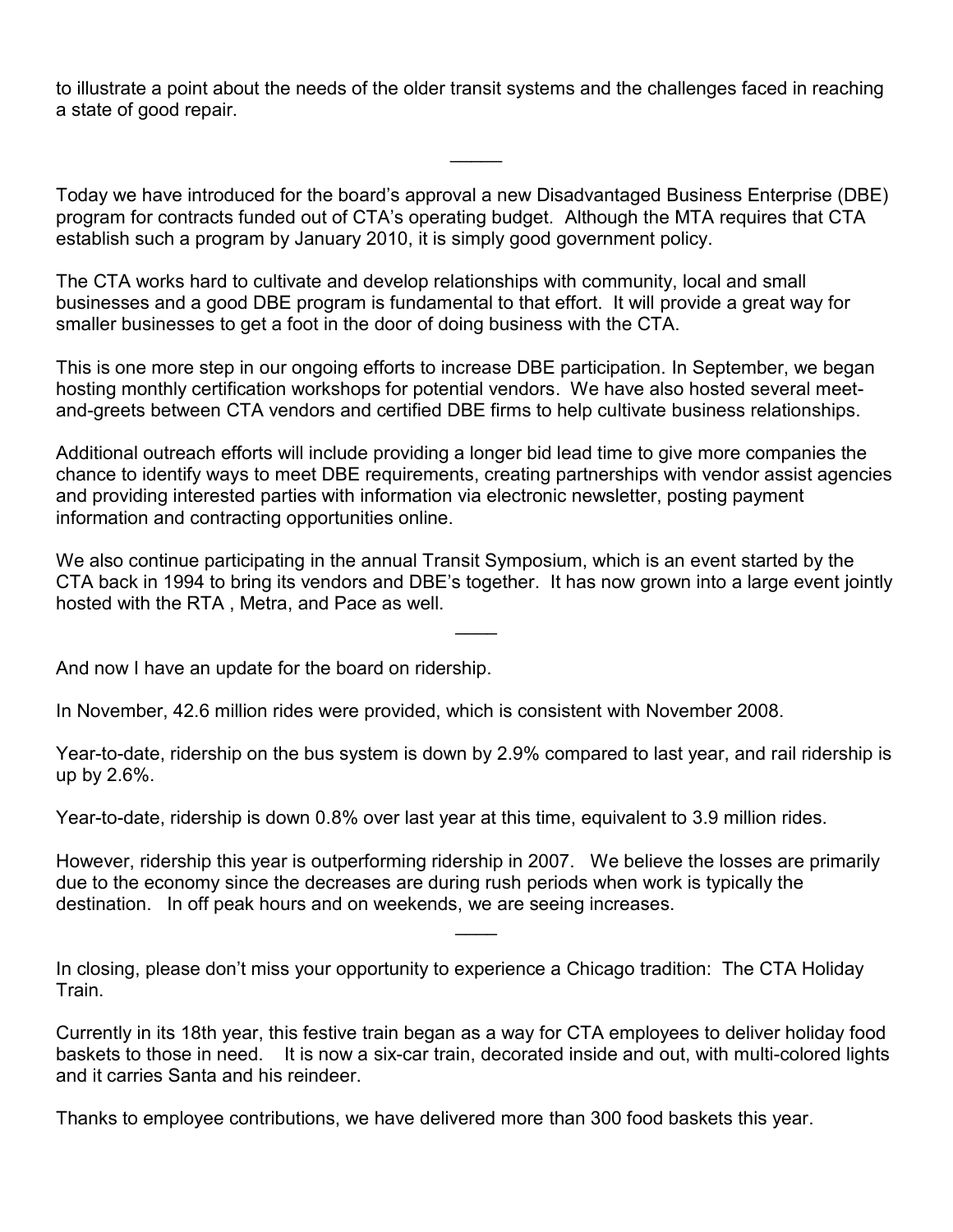to illustrate a point about the needs of the older transit systems and the challenges faced in reaching a state of good repair.

_____

Today we have introduced for the board's approval a new Disadvantaged Business Enterprise (DBE) program for contracts funded out of CTA's operating budget. Although the MTA requires that CTA establish such a program by January 2010, it is simply good government policy.

The CTA works hard to cultivate and develop relationships with community, local and small businesses and a good DBE program is fundamental to that effort. It will provide a great way for smaller businesses to get a foot in the door of doing business with the CTA.

This is one more step in our ongoing efforts to increase DBE participation. In September, we began hosting monthly certification workshops for potential vendors. We have also hosted several meet-and-greets between CTA vendors and certified DBE firms to help cultivate business relationships.

Additional outreach efforts will include providing a longer bid lead time to give more companies the chance to identify ways to meet DBE requirements, creating partnerships with vendor assist agencies and providing interested parties with information via electronic newsletter, posting payment information and contracting opportunities online.

We also continue participating in the annual Transit Symposium, which is an event started by the CTA back in 1994 to bring its vendors and DBE's together. It has now grown into a large event jointly hosted with the RTA , Metra, and Pace as well.

____

And now I have an update for the board on ridership.

In November, 42.6 million rides were provided, which is consistent with November 2008.

Year-to-date, ridership on the bus system is down by 2.9% compared to last year, and rail ridership is up by 2.6%.

Year-to-date, ridership is down 0.8% over last year at this time, equivalent to 3.9 million rides.

However, ridership this year is outperforming ridership in 2007. We believe the losses are primarily due to the economy since the decreases are during rush periods when work is typically the destination. In off peak hours and on weekends, we are seeing increases.

____

In closing, please don't miss your opportunity to experience a Chicago tradition: The CTA Holiday Train.

Currently in its 18th year, this festive train began as a way for CTA employees to deliver holiday food baskets to those in need. It is now a six-car train, decorated inside and out, with multi-colored lights and it carries Santa and his reindeer.

Thanks to employee contributions, we have delivered more than 300 food baskets this year.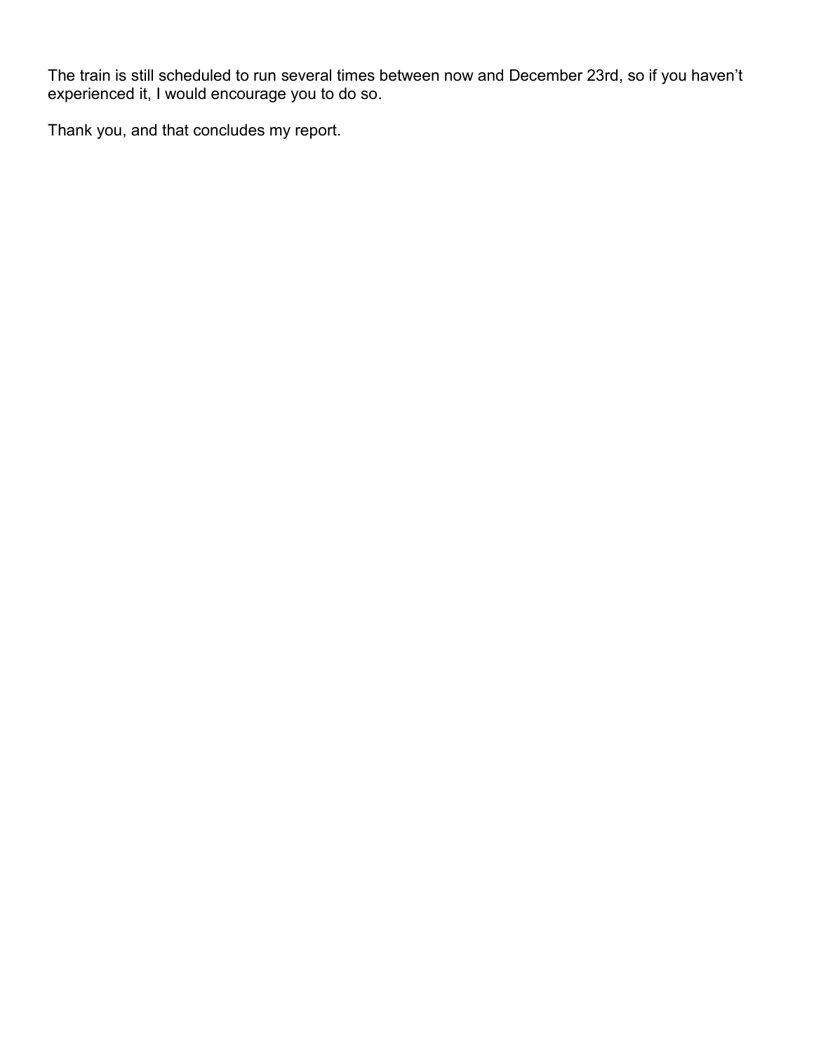The train is still scheduled to run several times between now and December 23rd, so if you haven't experienced it, I would encourage you to do so.

Thank you, and that concludes my report.